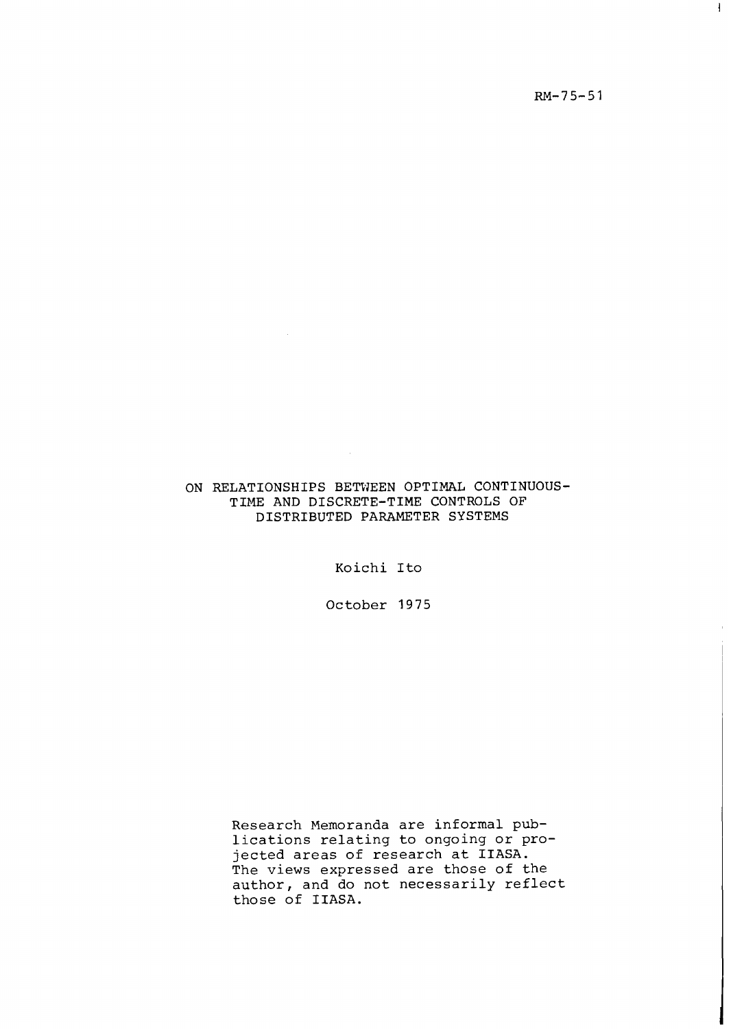RM-75-51

# ON RELATIONSHIPS BETWEEN OPTIMAL CONTINUOUS-TIME AND DISCRETE-TIME CONTROLS OF DISTRIBUTED PARAMETER SYSTEMS

Koichi Ito

October 1975

Research Memoranda are informal publications relating to ongoing or projected areas of research at IIASA. The views expressed are those of the author, and do not necessarily reflect those of IIASA.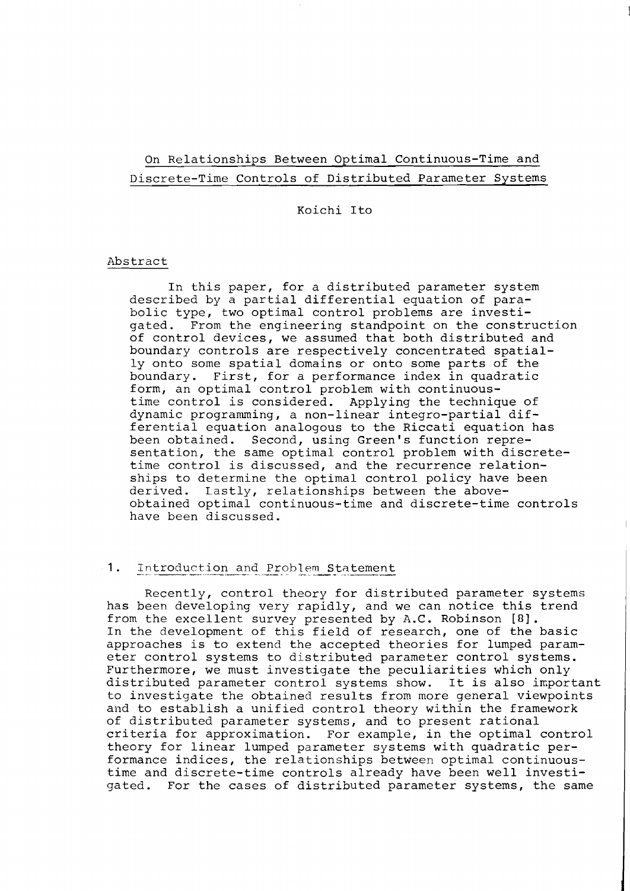# On Relationships Between Optimal Continuous-Time and Discrete-Time Controls of Distributed Parameter Systems

Koichi Ito

## Abstract

In this paper, for a distributed parameter system described by a partial differential equation of parabolic type, two optimal control problems are investigated. From the engineering standpoint on the construction of control devices, we assumed that both distributed and boundary controls are respectively concentrated spatially onto some spatial domains or onto some parts of the boundary. First, for a performance index in quadratic form, an optimal control problem with continuous-time control is considered. Applying the technique of dynamic programming, a non-linear integro-partial differential equation analogous to the Riccati equation has been obtained. Second, using Green's function representation, the same optimal control problem with discrete-time control is discussed, and the recurrence relationships to determine the optimal control policy have been derived. Lastly, relationships between the above-obtained optimal continuous-time and discrete-time controls have been discussed.

## 1. Introduction and Problem Statement

Recently, control theory for distributed parameter systems has been developing very rapidly, and we can notice this trend from the excellent survey presented by A.C. Robinson [8]. In the development of this field of research, one of the basic approaches is to extend the accepted theories for lumped parameter control systems to distributed parameter control systems. Furthermore, we must investigate the peculiarities which only distributed parameter control systems show. It is also important to investigate the obtained results from more general viewpoints and to establish a unified control theory within the framework of distributed parameter systems, and to present rational criteria for approximation. For example, in the optimal control theory for linear lumped parameter systems with quadratic performance indices, the relationships between optimal continuous-time and discrete-time controls already have been well investigated. For the cases of distributed parameter systems, the same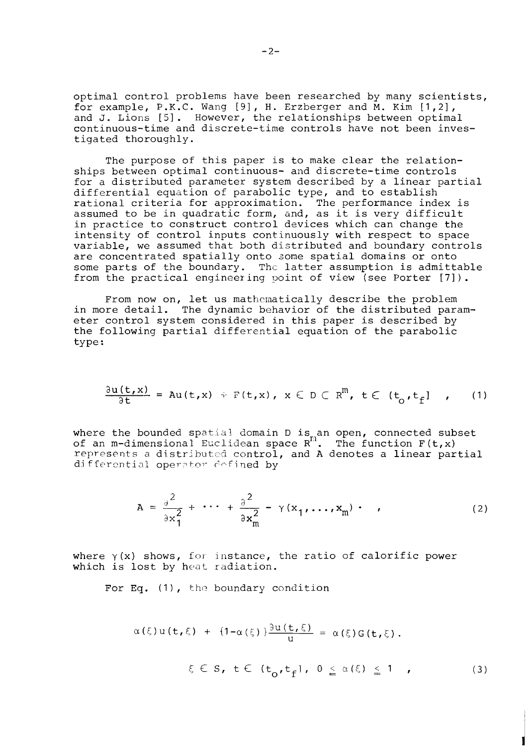optimal control problems have been researched by many scientists, for example, P.K.C. Wang [9], H. Erzberger and M. Kim [1,2], and J. Lions [5]. However, the relationships between optimal continuous-time and discrete-time controls have not been investigated thoroughly.

The purpose of this paper is to make clear the relationships between optimal continuous- and discrete-time controls for a distributed parameter system described by a linear partial differential equation of parabolic type, and to establish rational criteria for approximation. The performance index is assumed to be in quadratic form, and, as it is very difficult in practice to construct control devices which can change the intensity of control inputs continuously with respect to space variable, we assumed that both distributed and boundary controls are concentrated spatially onto some spatial domains or onto some parts of the boundary. The latter assumption is admittable from the practical engineering point of view (see Porter [7]).

From now on, let us mathematically describe the problem in more detail. The dynamic behavior of the distributed parameter control system considered in this paper is described by the following partial differential equation of the parabolic type:

$$\frac{\partial u(t,x)}{\partial t} = Au(t,x) + F(t,x), \; x \in D \subset R^m, \; t \in (t_o, t_f] \quad , \qquad (1)$$

where the bounded spatial domain D is an open, connected subset of an m-dimensional Euclidean space $R^m$. The function $F(t,x)$ represents a distributed control, and A denotes a linear partial differential operator defined by

$$A = \frac{\partial^2}{\partial x_1^2} + \cdots + \frac{\partial^2}{\partial x_m^2} - \gamma(x_1, \ldots, x_m) \cdot \quad , \qquad (2)$$

where $\gamma(x)$ shows, for instance, the ratio of calorific power which is lost by heat radiation.

For Eq. (1), the boundary condition

$$\alpha(\xi)u(t,\xi) + \{1-\alpha(\xi)\}\frac{\partial u(t,\xi)}{u} = \alpha(\xi)G(t,\xi).$$

$$\xi \in S, \; t \in (t_o, t_f], \; 0 \leq \alpha(\xi) \leq 1 \quad , \qquad (3)$$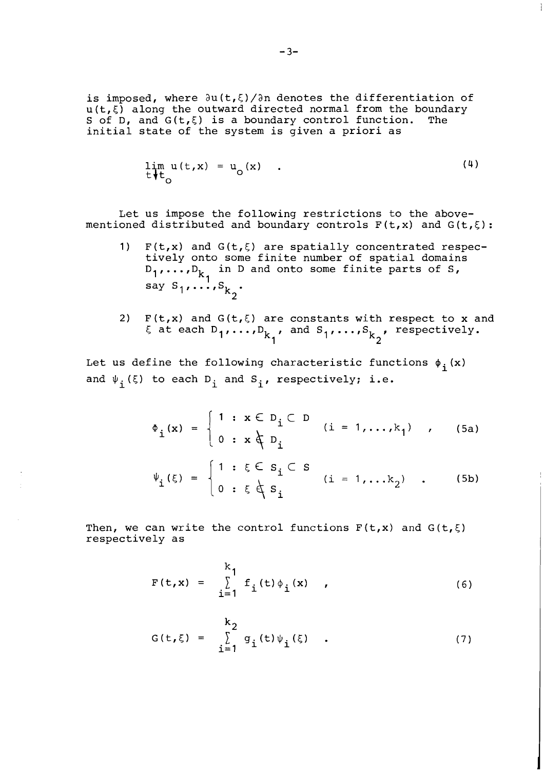is imposed, where $\partial u(t,\xi)/\partial n$ denotes the differentiation of $u(t,\xi)$ along the outward directed normal from the boundary $S$ of $D$, and $G(t,\xi)$ is a boundary control function. The initial state of the system is given a priori as

$$\lim_{t \downarrow t_o} u(t,x) = u_o(x) \quad . \tag{4}$$

Let us impose the following restrictions to the above-mentioned distributed and boundary controls $F(t,x)$ and $G(t,\xi)$:

1) $F(t,x)$ and $G(t,\xi)$ are spatially concentrated respectively onto some finite number of spatial domains $D_1,\ldots,D_{k_1}$ in $D$ and onto some finite parts of $S$, say $S_1,\ldots,S_{k_2}$.

2) $F(t,x)$ and $G(t,\xi)$ are constants with respect to $x$ and $\xi$ at each $D_1,\ldots,D_{k_1}$, and $S_1,\ldots,S_{k_2}$, respectively.

Let us define the following characteristic functions $\phi_i(x)$ and $\psi_i(\xi)$ to each $D_i$ and $S_i$, respectively; i.e.

$$\phi_i(x) = \begin{cases} 1 : x \in D_i \subset D \\ 0 : x \notin D_i \end{cases} \quad (i = 1,\ldots,k_1) \quad , \tag{5a}$$

$$\psi_i(\xi) = \begin{cases} 1 : \xi \in S_i \subset S \\ 0 : \xi \notin S_i \end{cases} \quad (i = 1,\ldots k_2) \quad . \tag{5b}$$

Then, we can write the control functions $F(t,x)$ and $G(t,\xi)$ respectively as

$$F(t,x) = \sum_{i=1}^{k_1} f_i(t)\phi_i(x) \quad , \tag{6}$$

$$G(t,\xi) = \sum_{i=1}^{k_2} g_i(t)\psi_i(\xi) \quad . \tag{7}$$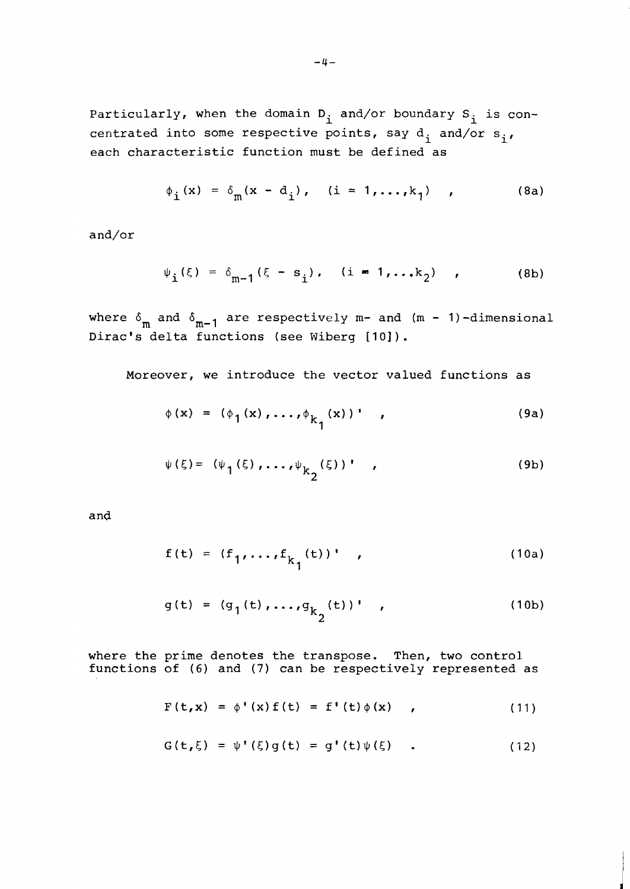Particularly, when the domain $D_i$ and/or boundary $S_i$ is concentrated into some respective points, say $d_i$ and/or $s_i$, each characteristic function must be defined as

$$\phi_i(x) = \delta_m(x - d_i), \quad (i = 1,\ldots,k_1) \quad , \tag{8a}$$

and/or

$$\psi_i(\xi) = \delta_{m-1}(\xi - s_i), \quad (i = 1,\ldots k_2) \quad , \tag{8b}$$

where $\delta_m$ and $\delta_{m-1}$ are respectively m- and (m - 1)-dimensional Dirac's delta functions (see Wiberg [10]).

Moreover, we introduce the vector valued functions as

$$\phi(x) = (\phi_1(x),\ldots,\phi_{k_1}(x))' \quad , \tag{9a}$$

$$\psi(\xi) = (\psi_1(\xi),\ldots,\psi_{k_2}(\xi))' \quad , \tag{9b}$$

and

$$f(t) = (f_1,\ldots,f_{k_1}(t))' \quad , \tag{10a}$$

$$g(t) = (g_1(t),\ldots,g_{k_2}(t))' \quad , \tag{10b}$$

where the prime denotes the transpose. Then, two control functions of (6) and (7) can be respectively represented as

$$F(t,x) = \phi'(x)f(t) = f'(t)\phi(x) \quad , \tag{11}$$

$$G(t,\xi) = \psi'(\xi)g(t) = g'(t)\psi(\xi) \quad . \tag{12}$$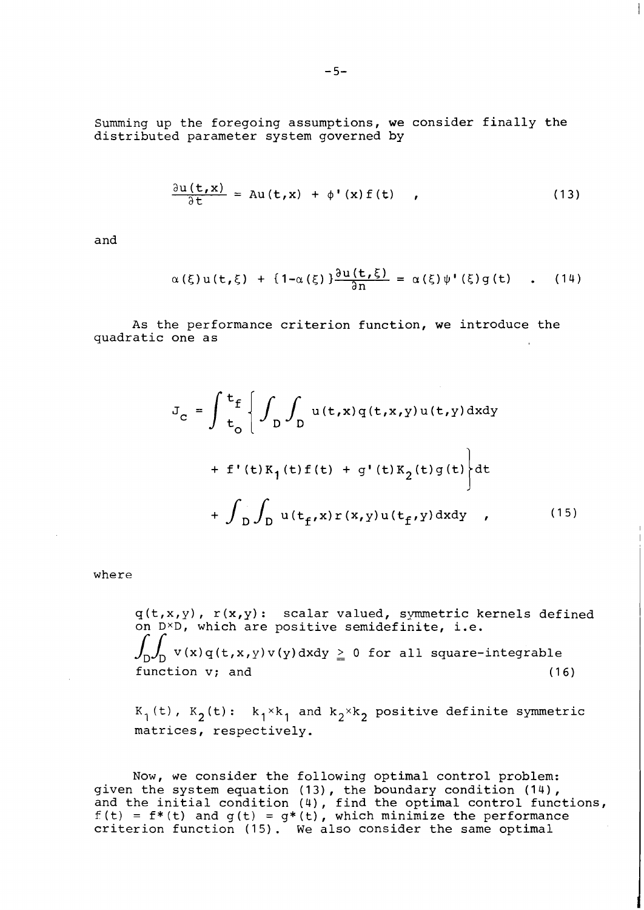Summing up the foregoing assumptions, we consider finally the distributed parameter system governed by

$$\frac{\partial u(t,x)}{\partial t} = Au(t,x) + \phi'(x)f(t) \quad , \tag{13}$$

and

$$\alpha(\xi)u(t,\xi) + \{1-\alpha(\xi)\}\frac{\partial u(t,\xi)}{\partial n} = \alpha(\xi)\psi'(\xi)g(t) \quad . \tag{14}$$

As the performance criterion function, we introduce the quadratic one as

$$J_c = \int_{t_o}^{t_f} \left\{ \int_D \int_D u(t,x)q(t,x,y)u(t,y)dxdy + f'(t)K_1(t)f(t) + g'(t)K_2(t)g(t) \right\} dt + \int_D \int_D u(t_f,x)r(x,y)u(t_f,y)dxdy \quad , \tag{15}$$

where

$q(t,x,y)$, $r(x,y)$: scalar valued, symmetric kernels defined on $D \times D$, which are positive semidefinite, i.e. $\int_D \int_D v(x)q(t,x,y)v(y)dxdy \geqq 0$ for all square-integrable function $v$; and (16)

$K_1(t)$, $K_2(t)$: $k_1 \times k_1$ and $k_2 \times k_2$ positive definite symmetric matrices, respectively.

Now, we consider the following optimal control problem: given the system equation (13), the boundary condition (14), and the initial condition (4), find the optimal control functions, $f(t) = f^*(t)$ and $g(t) = g^*(t)$, which minimize the performance criterion function (15). We also consider the same optimal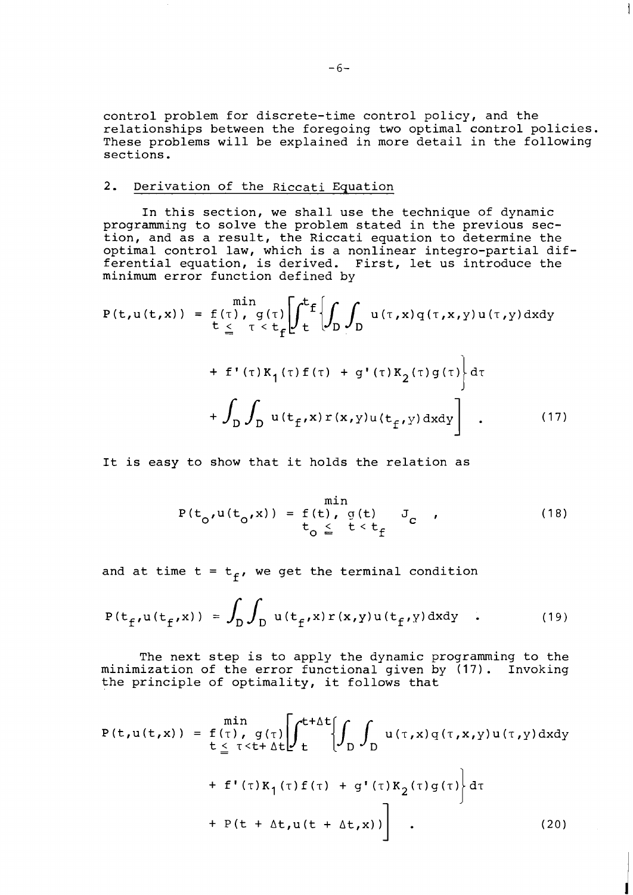control problem for discrete-time control policy, and the relationships between the foregoing two optimal control policies. These problems will be explained in more detail in the following sections.

## 2. Derivation of the Riccati Equation

In this section, we shall use the technique of dynamic programming to solve the problem stated in the previous section, and as a result, the Riccati equation to determine the optimal control law, which is a nonlinear integro-partial differential equation, is derived. First, let us introduce the minimum error function defined by

$$P(t,u(t,x)) = \min_{\substack{f(\tau),\ g(\tau) \\ t \leqq \tau < t_f}} \left[ \int_t^{t_f} \left\{ \int_D \int_D u(\tau,x) q(\tau,x,y) u(\tau,y) dxdy \right. \right.$$
$$\left. + f'(\tau) K_1(\tau) f(\tau) + g'(\tau) K_2(\tau) g(\tau) \right\} d\tau$$
$$\left. + \int_D \int_D u(t_f,x) r(x,y) u(t_f,y) dxdy \right] \quad . \tag{17}$$

It is easy to show that it holds the relation as

$$P(t_o,u(t_o,x)) = \min_{\substack{f(t),\ g(t) \\ t_o \leqq t < t_f}} J_c \quad , \tag{18}$$

and at time $t = t_f$, we get the terminal condition

$$P(t_f,u(t_f,x)) = \int_D \int_D u(t_f,x) r(x,y) u(t_f,y) dxdy \quad . \tag{19}$$

The next step is to apply the dynamic programming to the minimization of the error functional given by (17). Invoking the principle of optimality, it follows that

$$P(t,u(t,x)) = \min_{\substack{f(\tau),\ g(\tau) \\ t \leqq \tau < t+\Delta t}} \left[ \int_t^{t+\Delta t} \left\{ \int_D \int_D u(\tau,x) q(\tau,x,y) u(\tau,y) dxdy \right. \right.$$
$$\left. + f'(\tau) K_1(\tau) f(\tau) + g'(\tau) K_2(\tau) g(\tau) \right\} d\tau$$
$$\left. + P(t + \Delta t, u(t + \Delta t, x)) \right] \quad . \tag{20}$$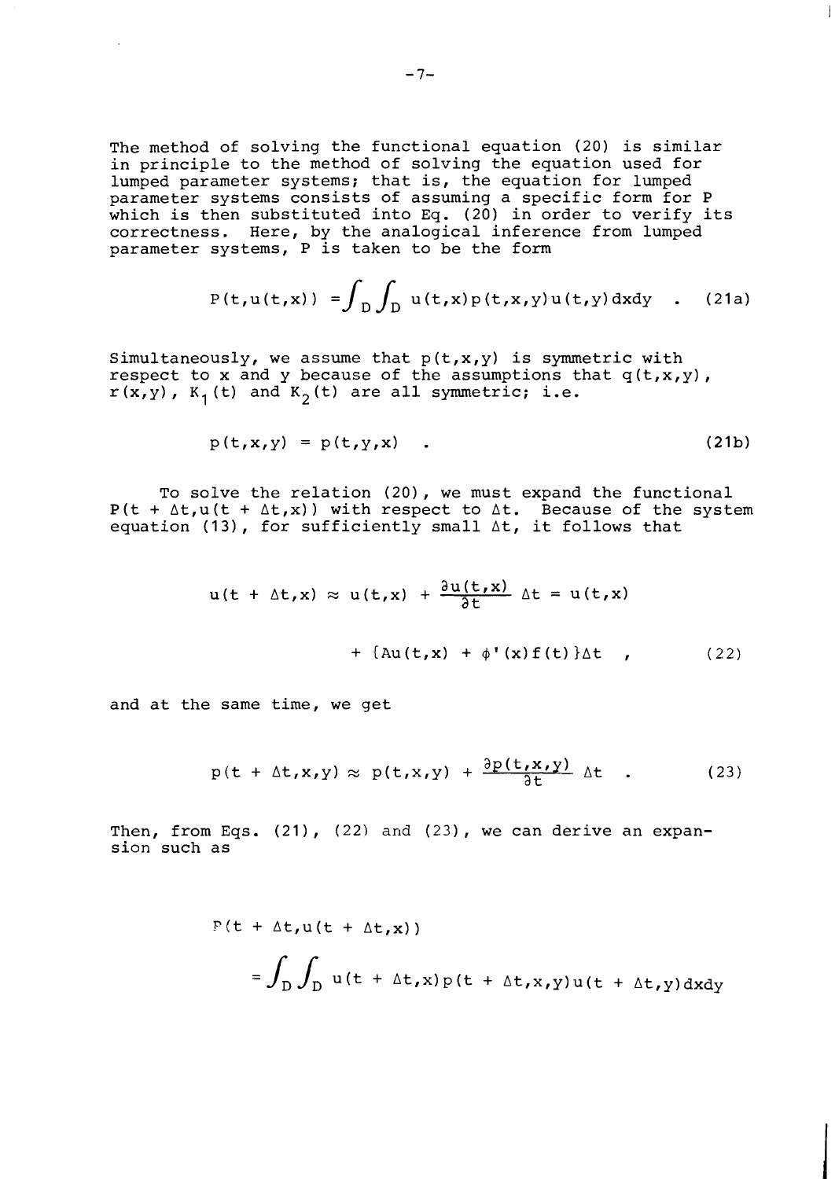The method of solving the functional equation (20) is similar in principle to the method of solving the equation used for lumped parameter systems; that is, the equation for lumped parameter systems consists of assuming a specific form for P which is then substituted into Eq. (20) in order to verify its correctness. Here, by the analogical inference from lumped parameter systems, P is taken to be the form

$$P(t,u(t,x)) = \int_D \int_D u(t,x)p(t,x,y)u(t,y)\,dxdy \quad . \tag{21a}$$

Simultaneously, we assume that $p(t,x,y)$ is symmetric with respect to x and y because of the assumptions that $q(t,x,y)$, $r(x,y)$, $K_1(t)$ and $K_2(t)$ are all symmetric; i.e.

$$p(t,x,y) = p(t,y,x) \quad . \tag{21b}$$

To solve the relation (20), we must expand the functional $P(t + \Delta t, u(t + \Delta t, x))$ with respect to $\Delta t$. Because of the system equation (13), for sufficiently small $\Delta t$, it follows that

$$u(t + \Delta t,x) \approx u(t,x) + \frac{\partial u(t,x)}{\partial t}\Delta t = u(t,x) + \{Au(t,x) + \phi'(x)f(t)\}\Delta t \quad , \tag{22}$$

and at the same time, we get

$$p(t + \Delta t,x,y) \approx p(t,x,y) + \frac{\partial p(t,x,y)}{\partial t}\Delta t \quad . \tag{23}$$

Then, from Eqs. (21), (22) and (23), we can derive an expansion such as

$$P(t + \Delta t,u(t + \Delta t,x)) = \int_D \int_D u(t + \Delta t,x)p(t + \Delta t,x,y)u(t + \Delta t,y)\,dxdy$$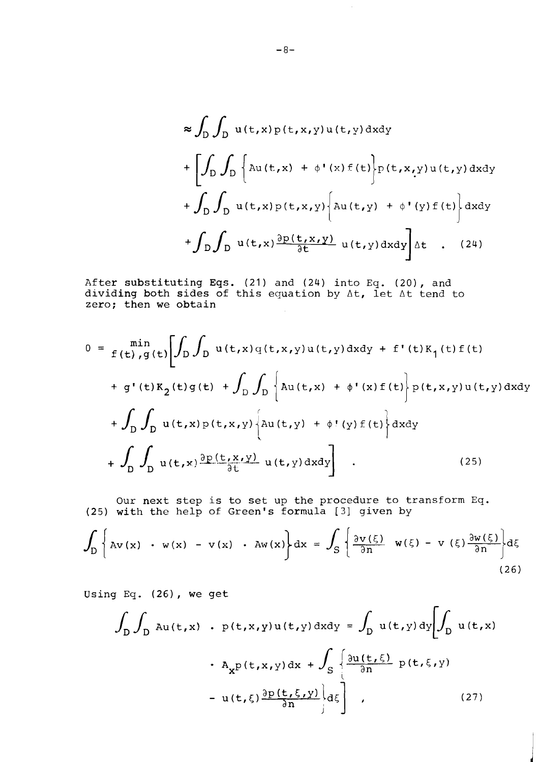$$\approx \int_D \int_D u(t,x)p(t,x,y)u(t,y)\,dxdy$$

$$+ \left[ \int_D \int_D \left\{ Au(t,x) + \phi'(x)f(t) \right\} p(t,x,y)u(t,y)\,dxdy \right.$$

$$+ \int_D \int_D u(t,x)p(t,x,y) \left\{ Au(t,y) + \phi'(y)f(t) \right\} dxdy$$

$$\left. + \int_D \int_D u(t,x) \frac{\partial p(t,x,y)}{\partial t} u(t,y)\,dxdy \right] \Delta t \quad . \tag{24}$$

After substituting Eqs. (21) and (24) into Eq. (20), and dividing both sides of this equation by $\Delta t$, let $\Delta t$ tend to zero; then we obtain

$$0 = \min_{f(t),g(t)} \left[ \int_D \int_D u(t,x)q(t,x,y)u(t,y)\,dxdy + f'(t)K_1(t)f(t) \right.$$

$$+ g'(t)K_2(t)g(t) + \int_D \int_D \left\{ Au(t,x) + \phi'(x)f(t) \right\} p(t,x,y)u(t,y)\,dxdy$$

$$+ \int_D \int_D u(t,x)p(t,x,y) \left\{ Au(t,y) + \phi'(y)f(t) \right\} dxdy$$

$$\left. + \int_D \int_D u(t,x) \frac{\partial p(t,x,y)}{\partial t} u(t,y)\,dxdy \right] \quad . \tag{25}$$

Our next step is to set up the procedure to transform Eq. (25) with the help of Green's formula [3] given by

$$\int_D \left\{ Av(x) \cdot w(x) - v(x) \cdot Aw(x) \right\} dx = \int_S \left\{ \frac{\partial v(\xi)}{\partial n} w(\xi) - v(\xi) \frac{\partial w(\xi)}{\partial n} \right\} d\xi \tag{26}$$

Using Eq. (26), we get

$$\int_D \int_D Au(t,x) \cdot p(t,x,y)u(t,y)\,dxdy = \int_D u(t,y)\,dy \left[ \int_D u(t,x) \right.$$

$$\cdot A_x p(t,x,y)\,dx + \int_S \left\{ \frac{\partial u(t,\xi)}{\partial n} p(t,\xi,y) \right.$$

$$\left. \left. - u(t,\xi) \frac{\partial p(t,\xi,y)}{\partial n} \right\} d\xi \right] \quad , \tag{27}$$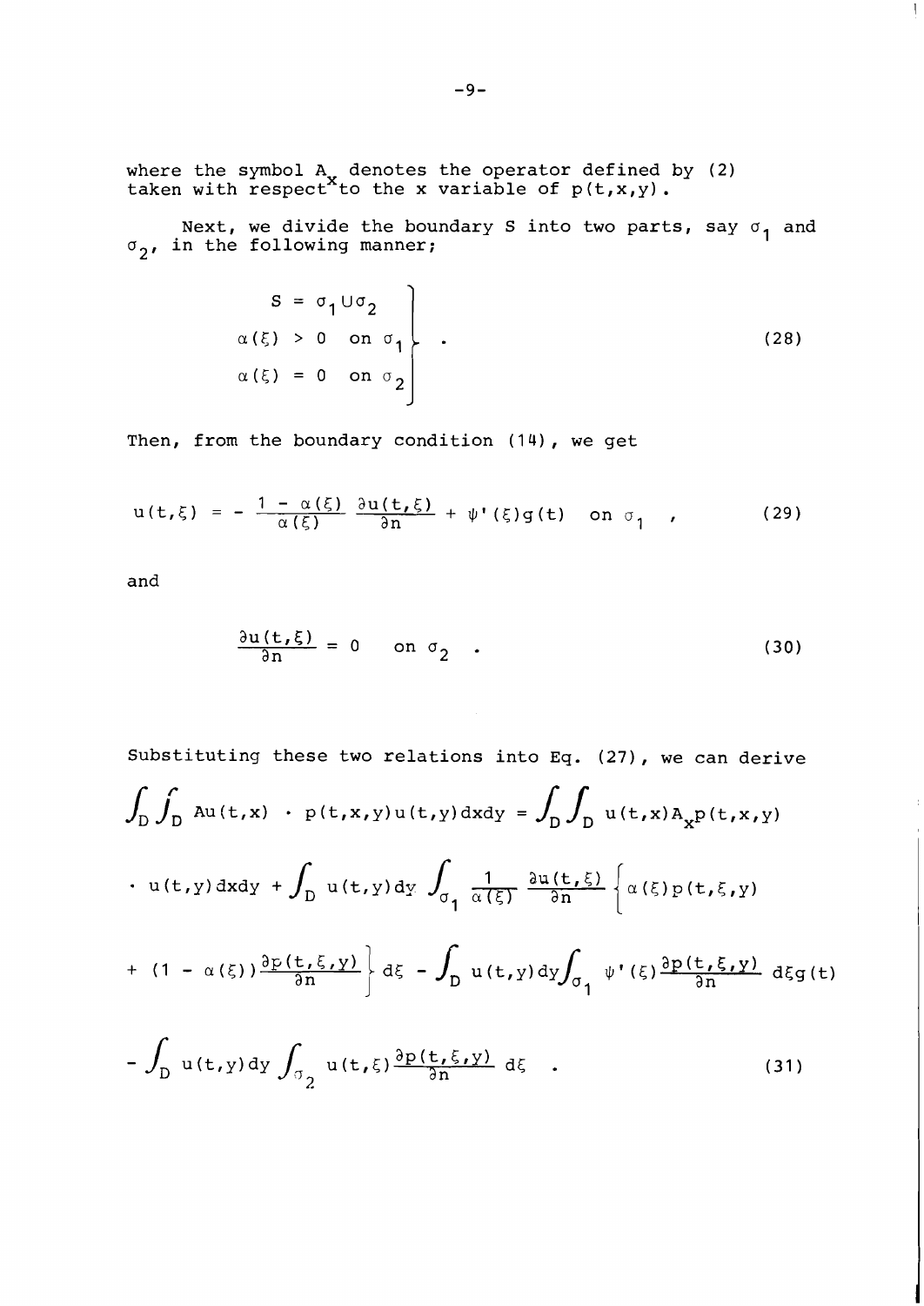where the symbol $A_x$ denotes the operator defined by (2) taken with respect to the x variable of $p(t,x,y)$.

Next, we divide the boundary S into two parts, say $\sigma_1$ and $\sigma_2$, in the following manner;

$$
\left.\begin{aligned}
S &= \sigma_1 \cup \sigma_2 \\
\alpha(\xi) &> 0 \quad \text{on } \sigma_1 \\
\alpha(\xi) &= 0 \quad \text{on } \sigma_2
\end{aligned}\right\} . \tag{28}
$$

Then, from the boundary condition (14), we get

$$
u(t,\xi) = -\frac{1-\alpha(\xi)}{\alpha(\xi)} \frac{\partial u(t,\xi)}{\partial n} + \psi'(\xi) g(t) \quad \text{on } \sigma_1 , \tag{29}
$$

and

$$
\frac{\partial u(t,\xi)}{\partial n} = 0 \quad \text{on } \sigma_2 . \tag{30}
$$

Substituting these two relations into Eq. (27), we can derive

$$
\begin{aligned}
\int_D \int_D Au(t,x) \cdot p(t,x,y) u(t,y) dx dy &= \int_D \int_D u(t,x) A_x p(t,x,y) \\
&\cdot u(t,y) dx dy + \int_D u(t,y) dy \int_{\sigma_1} \frac{1}{\alpha(\xi)} \frac{\partial u(t,\xi)}{\partial n} \left\{ \alpha(\xi) p(t,\xi,y) \right. \\
&\left. + (1-\alpha(\xi)) \frac{\partial p(t,\xi,y)}{\partial n} \right\} d\xi - \int_D u(t,y) dy \int_{\sigma_1} \psi'(\xi) \frac{\partial p(t,\xi,y)}{\partial n} d\xi g(t) \\
&- \int_D u(t,y) dy \int_{\sigma_2} u(t,\xi) \frac{\partial p(t,\xi,y)}{\partial n} d\xi .
\end{aligned} \tag{31}
$$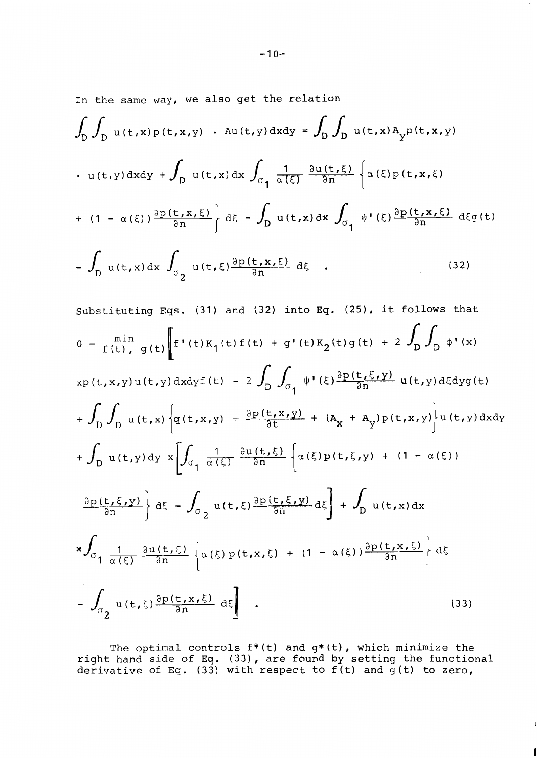In the same way, we also get the relation

$$
\begin{aligned}
\int_D \int_D u(t,x)p(t,x,y) \cdot Au(t,y)dxdy &= \int_D \int_D u(t,x)A_y p(t,x,y) \\
&\cdot u(t,y)dxdy + \int_D u(t,x)dx \int_{\sigma_1} \frac{1}{\alpha(\xi)} \frac{\partial u(t,\xi)}{\partial n} \left\{ \alpha(\xi)p(t,x,\xi) \right. \\
&\left. + (1-\alpha(\xi))\frac{\partial p(t,x,\xi)}{\partial n} \right\} d\xi - \int_D u(t,x)dx \int_{\sigma_1} \psi'(\xi)\frac{\partial p(t,x,\xi)}{\partial n} d\xi g(t) \\
&- \int_D u(t,x)dx \int_{\sigma_2} u(t,\xi)\frac{\partial p(t,x,\xi)}{\partial n} d\xi \quad . \qquad (32)
\end{aligned}
$$

Substituting Eqs. (31) and (32) into Eq. (25), it follows that

$$
\begin{aligned}
0 = \min_{f(t),\, g(t)} \Bigg[ & f'(t)K_1(t)f(t) + g'(t)K_2(t)g(t) + 2\int_D \int_D \phi'(x) \\
& \times p(t,x,y)u(t,y)dxdyf(t) - 2\int_D \int_{\sigma_1} \psi'(\xi)\frac{\partial p(t,\xi,y)}{\partial n} u(t,y)d\xi dyg(t) \\
& + \int_D \int_D u(t,x)\left\{ q(t,x,y) + \frac{\partial p(t,x,y)}{\partial t} + (A_x + A_y)p(t,x,y) \right\} u(t,y)dxdy \\
& + \int_D u(t,y)dy \times \Bigg[ \int_{\sigma_1} \frac{1}{\alpha(\xi)} \frac{\partial u(t,\xi)}{\partial n} \left\{ \alpha(\xi)p(t,\xi,y) + (1-\alpha(\xi)) \right. \\
& \left. \frac{\partial p(t,\xi,y)}{\partial n} \right\} d\xi - \int_{\sigma_2} u(t,\xi)\frac{\partial p(t,\xi,y)}{\partial n} d\xi \Bigg] + \int_D u(t,x)dx \\
& \times \int_{\sigma_1} \frac{1}{\alpha(\xi)} \frac{\partial u(t,\xi)}{\partial n} \left\{ \alpha(\xi)p(t,x,\xi) + (1-\alpha(\xi))\frac{\partial p(t,x,\xi)}{\partial n} \right\} d\xi \\
& - \int_{\sigma_2} u(t,\xi)\frac{\partial p(t,x,\xi)}{\partial n} d\xi \Bigg] \quad . \qquad (33)
\end{aligned}
$$

The optimal controls $f^*(t)$ and $g^*(t)$, which minimize the right hand side of Eq. (33), are found by setting the functional derivative of Eq. (33) with respect to $f(t)$ and $g(t)$ to zero,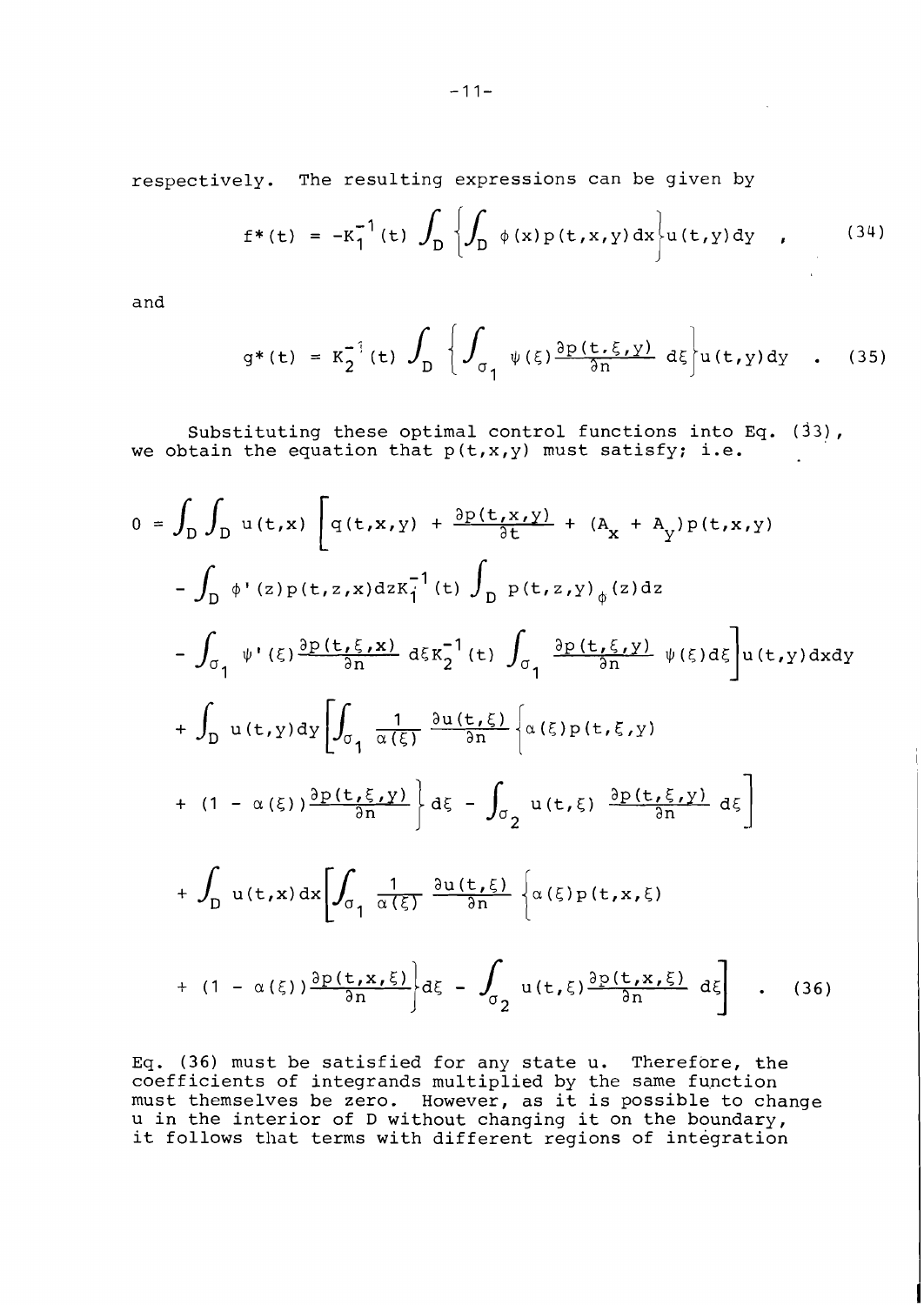respectively. The resulting expressions can be given by

$$f^*(t) = -K_1^{-1}(t) \int_D \left\{ \int_D \phi(x) p(t,x,y) dx \right\} u(t,y) dy \quad , \tag{34}$$

and

$$g^*(t) = K_2^{-1}(t) \int_D \left\{ \int_{\sigma_1} \psi(\xi) \frac{\partial p(t,\xi,y)}{\partial n} d\xi \right\} u(t,y) dy \quad . \tag{35}$$

Substituting these optimal control functions into Eq. (33), we obtain the equation that $p(t,x,y)$ must satisfy; i.e.

$$\begin{aligned}
0 = \int_D \int_D u(t,x) \Bigg[ & q(t,x,y) + \frac{\partial p(t,x,y)}{\partial t} + (A_x + A_y) p(t,x,y) \\
& - \int_D \phi'(z) p(t,z,x) dz K_1^{-1}(t) \int_D p(t,z,y)_\phi(z) dz \\
& - \int_{\sigma_1} \psi'(\xi) \frac{\partial p(t,\xi,x)}{\partial n} d\xi K_2^{-1}(t) \int_{\sigma_1} \frac{\partial p(t,\xi,y)}{\partial n} \psi(\xi) d\xi \Bigg] u(t,y) dx dy \\
& + \int_D u(t,y) dy \Bigg[ \int_{\sigma_1} \frac{1}{\alpha(\xi)} \frac{\partial u(t,\xi)}{\partial n} \Bigg\{ \alpha(\xi) p(t,\xi,y) \\
& + (1 - \alpha(\xi)) \frac{\partial p(t,\xi,y)}{\partial n} \Bigg\} d\xi - \int_{\sigma_2} u(t,\xi) \frac{\partial p(t,\xi,y)}{\partial n} d\xi \Bigg] \\
& + \int_D u(t,x) dx \Bigg[ \int_{\sigma_1} \frac{1}{\alpha(\xi)} \frac{\partial u(t,\xi)}{\partial n} \Bigg\{ \alpha(\xi) p(t,x,\xi) \\
& + (1 - \alpha(\xi)) \frac{\partial p(t,x,\xi)}{\partial n} \Bigg\} d\xi - \int_{\sigma_2} u(t,\xi) \frac{\partial p(t,x,\xi)}{\partial n} d\xi \Bigg] \quad .
\end{aligned} \tag{36}$$

Eq. (36) must be satisfied for any state u. Therefore, the coefficients of integrands multiplied by the same function must themselves be zero. However, as it is possible to change u in the interior of D without changing it on the boundary, it follows that terms with different regions of integration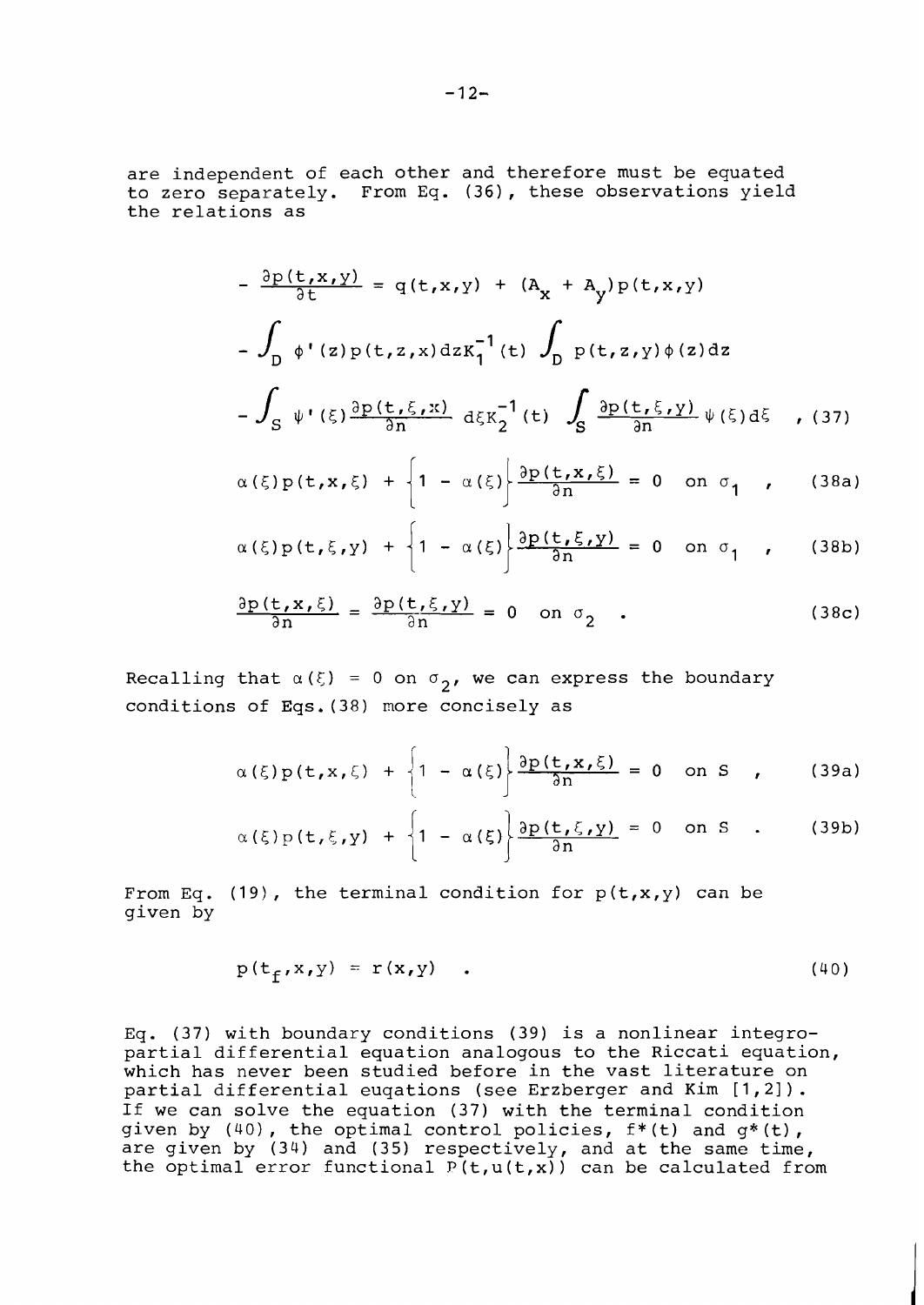are independent of each other and therefore must be equated to zero separately. From Eq. (36), these observations yield the relations as

$$
\begin{aligned}
-\frac{\partial p(t,x,y)}{\partial t} &= q(t,x,y) + (A_x + A_y)p(t,x,y) \\
&- \int_D \phi'(z)p(t,z,x)dz K_1^{-1}(t) \int_D p(t,z,y)\phi(z)dz \\
&- \int_S \psi'(\xi)\frac{\partial p(t,\xi,x)}{\partial n} d\xi K_2^{-1}(t) \int_S \frac{\partial p(t,\xi,y)}{\partial n}\psi(\xi)d\xi \quad , \qquad (37)
\end{aligned}
$$

$$
\alpha(\xi)p(t,x,\xi) + \left\{1 - \alpha(\xi)\right\}\frac{\partial p(t,x,\xi)}{\partial n} = 0 \quad \text{on } \sigma_1 \quad , \qquad (38a)
$$

$$
\alpha(\xi)p(t,\xi,y) + \left\{1 - \alpha(\xi)\right\}\frac{\partial p(t,\xi,y)}{\partial n} = 0 \quad \text{on } \sigma_1 \quad , \qquad (38b)
$$

$$
\frac{\partial p(t,x,\xi)}{\partial n} = \frac{\partial p(t,\xi,y)}{\partial n} = 0 \quad \text{on } \sigma_2 \quad . \qquad (38c)
$$

Recalling that $\alpha(\xi) = 0$ on $\sigma_2$, we can express the boundary conditions of Eqs.(38) more concisely as

$$
\alpha(\xi)p(t,x,\xi) + \left\{1 - \alpha(\xi)\right\}\frac{\partial p(t,x,\xi)}{\partial n} = 0 \quad \text{on } S \quad , \qquad (39a)
$$

$$
\alpha(\xi)p(t,\xi,y) + \left\{1 - \alpha(\xi)\right\}\frac{\partial p(t,\xi,y)}{\partial n} = 0 \quad \text{on } S \quad . \qquad (39b)
$$

From Eq. (19), the terminal condition for $p(t,x,y)$ can be given by

$$
p(t_f,x,y) = r(x,y) \quad . \qquad (40)
$$

Eq. (37) with boundary conditions (39) is a nonlinear integro-partial differential equation analogous to the Riccati equation, which has never been studied before in the vast literature on partial differential euqations (see Erzberger and Kim [1,2]). If we can solve the equation (37) with the terminal condition given by (40), the optimal control policies, $f^*(t)$ and $g^*(t)$, are given by (34) and (35) respectively, and at the same time, the optimal error functional $P(t,u(t,x))$ can be calculated from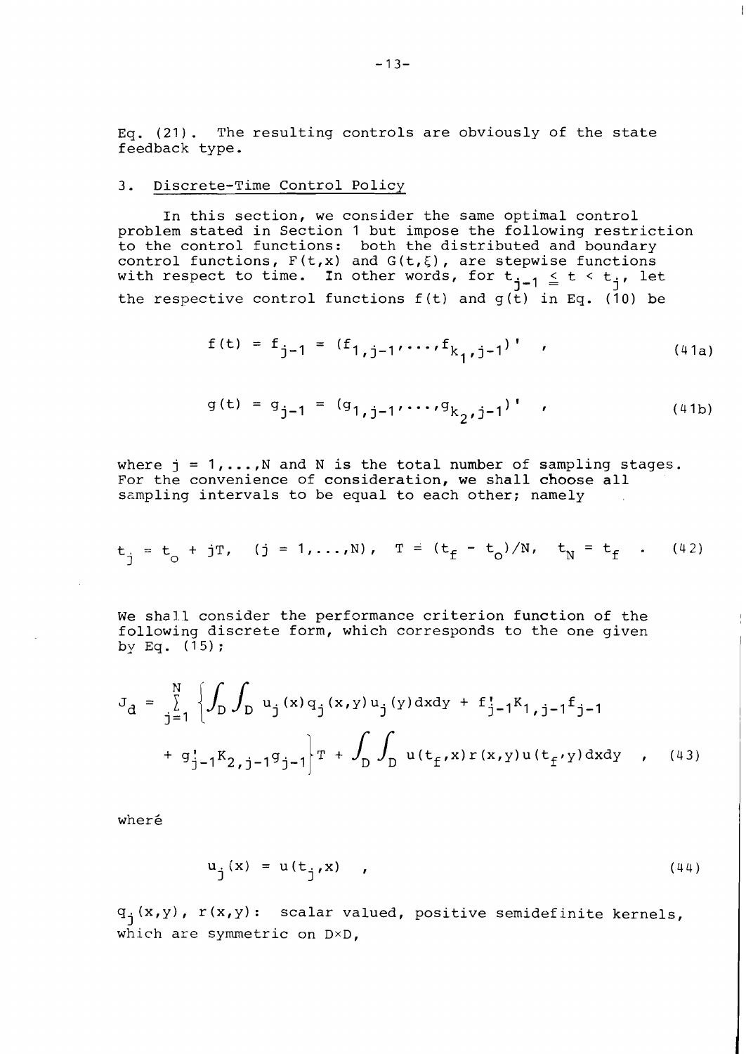Eq. (21). The resulting controls are obviously of the state feedback type.

## 3. Discrete-Time Control Policy

In this section, we consider the same optimal control problem stated in Section 1 but impose the following restriction to the control functions: both the distributed and boundary control functions, $F(t,x)$ and $G(t,\xi)$, are stepwise functions with respect to time. In other words, for $t_{j-1} \leq t < t_j$, let the respective control functions $f(t)$ and $g(t)$ in Eq. (10) be

$$f(t) = f_{j-1} = (f_{1,j-1},\ldots,f_{k_1,j-1})' \quad , \tag{41a}$$

$$g(t) = g_{j-1} = (g_{1,j-1},\ldots,g_{k_2,j-1})' \quad , \tag{41b}$$

where $j = 1,\ldots,N$ and $N$ is the total number of sampling stages. For the convenience of consideration, we shall choose all sampling intervals to be equal to each other; namely

$$t_j = t_o + jT, \quad (j = 1,\ldots,N), \quad T = (t_f - t_o)/N, \quad t_N = t_f \quad . \tag{42}$$

We shall consider the performance criterion function of the following discrete form, which corresponds to the one given by Eq. (15);

$$J_d = \sum_{j=1}^{N} \left\{ \int_D \int_D u_j(x) q_j(x,y) u_j(y) dxdy + f'_{j-1} K_{1,j-1} f_{j-1} + g'_{j-1} K_{2,j-1} g_{j-1} \right\} T + \int_D \int_D u(t_f,x) r(x,y) u(t_f,y) dxdy \quad , \tag{43}$$

wheré

$$u_j(x) = u(t_j,x) \quad , \tag{44}$$

$q_j(x,y)$, $r(x,y)$: scalar valued, positive semidefinite kernels, which are symmetric on $D \times D$,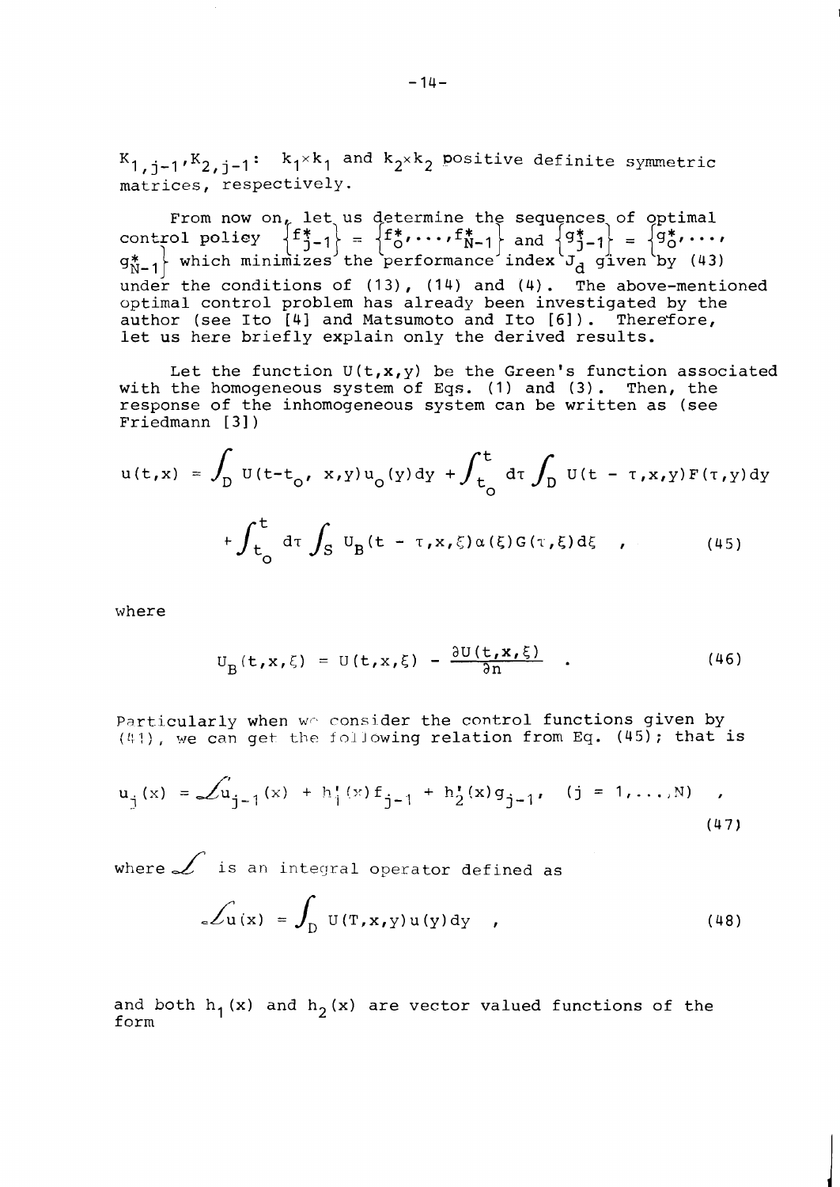$K_{1,j-1}, K_{2,j-1}$: $k_1 \times k_1$ and $k_2 \times k_2$ positive definite symmetric matrices, respectively.

From now on, let us determine the sequences of optimal control policy $\{f^*_{j-1}\} = \{f^*_0, \ldots, f^*_{N-1}\}$ and $\{g^*_{j-1}\} = \{g^*_0, \ldots, g^*_{N-1}\}$ which minimizes the performance index $J_d$ given by (43) under the conditions of (13), (14) and (4). The above-mentioned optimal control problem has already been investigated by the author (see Ito [4] and Matsumoto and Ito [6]). Therefore, let us here briefly explain only the derived results.

Let the function $U(t,x,y)$ be the Green's function associated with the homogeneous system of Eqs. (1) and (3). Then, the response of the inhomogeneous system can be written as (see Friedmann [3])

$$u(t,x) = \int_D U(t-t_o, x,y) u_o(y) dy + \int_{t_o}^{t} d\tau \int_D U(t-\tau,x,y) F(\tau,y) dy$$

$$+ \int_{t_o}^{t} d\tau \int_S U_B(t-\tau,x,\xi) \alpha(\xi) G(\tau,\xi) d\xi \quad , \tag{45}$$

where

$$U_B(t,x,\xi) = U(t,x,\xi) - \frac{\partial U(t,x,\xi)}{\partial n} \quad . \tag{46}$$

Particularly when we consider the control functions given by (41), we can get the following relation from Eq. (45); that is

$$u_j(x) = \mathcal{L} u_{j-1}(x) + h_1'(x) f_{j-1} + h_2'(x) g_{j-1}, \quad (j = 1, \ldots, N) \quad , \tag{47}$$

where $\mathcal{L}$ is an integral operator defined as

$$\mathcal{L} u(x) = \int_D U(T,x,y) u(y) dy \quad , \tag{48}$$

and both $h_1(x)$ and $h_2(x)$ are vector valued functions of the form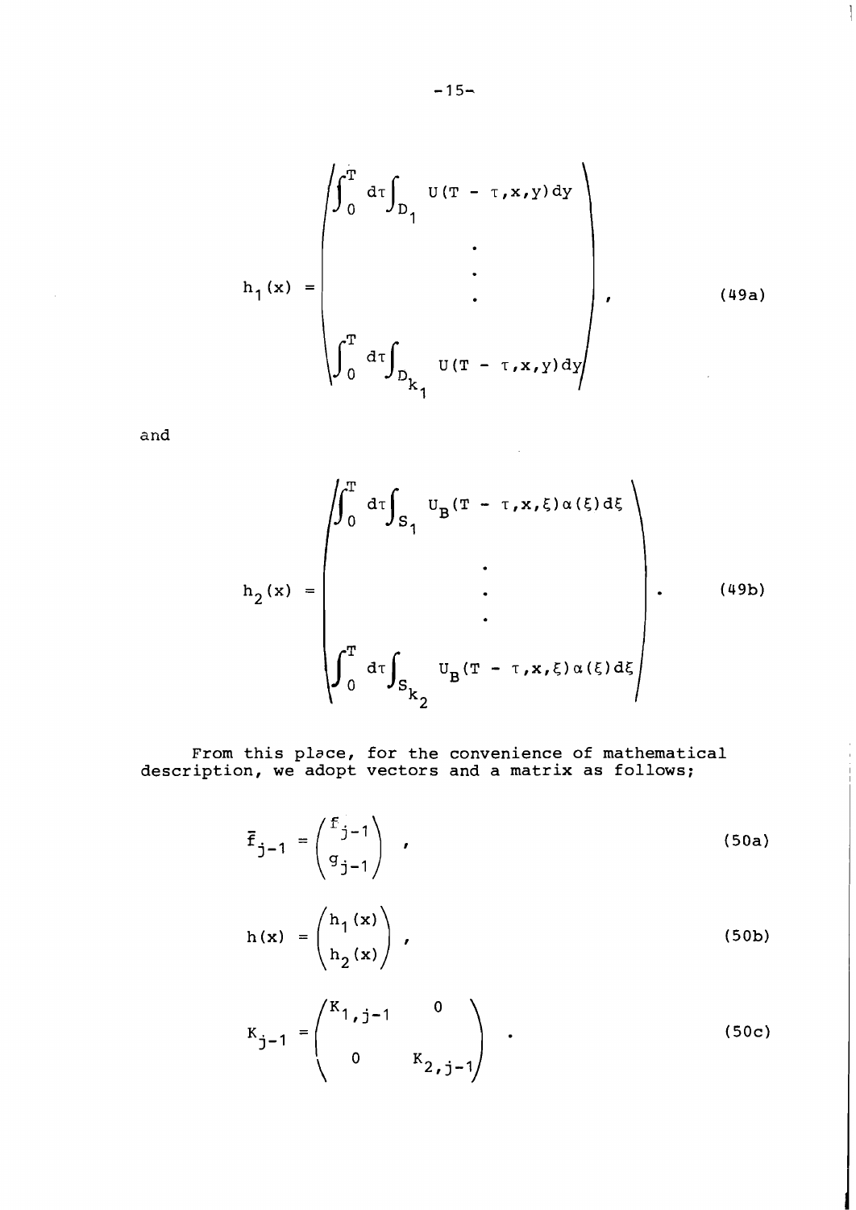$$h_1(x) = \begin{pmatrix} \int_0^T d\tau \int_{D_1} U(T-\tau,x,y)\,dy \\ \vdots \\ \int_0^T d\tau \int_{D_{k_1}} U(T-\tau,x,y)\,dy \end{pmatrix}, \tag{49a}$$

and

$$h_2(x) = \begin{pmatrix} \int_0^T d\tau \int_{S_1} U_B(T-\tau,x,\xi)\,\alpha(\xi)\,d\xi \\ \vdots \\ \int_0^T d\tau \int_{S_{k_2}} U_B(T-\tau,x,\xi)\,\alpha(\xi)\,d\xi \end{pmatrix}. \tag{49b}$$

From this place, for the convenience of mathematical description, we adopt vectors and a matrix as follows;

$$\bar{f}_{j-1} = \begin{pmatrix} f_{j-1} \\ g_{j-1} \end{pmatrix}, \tag{50a}$$

$$h(x) = \begin{pmatrix} h_1(x) \\ h_2(x) \end{pmatrix}, \tag{50b}$$

$$K_{j-1} = \begin{pmatrix} K_{1,j-1} & 0 \\ 0 & K_{2,j-1} \end{pmatrix}. \tag{50c}$$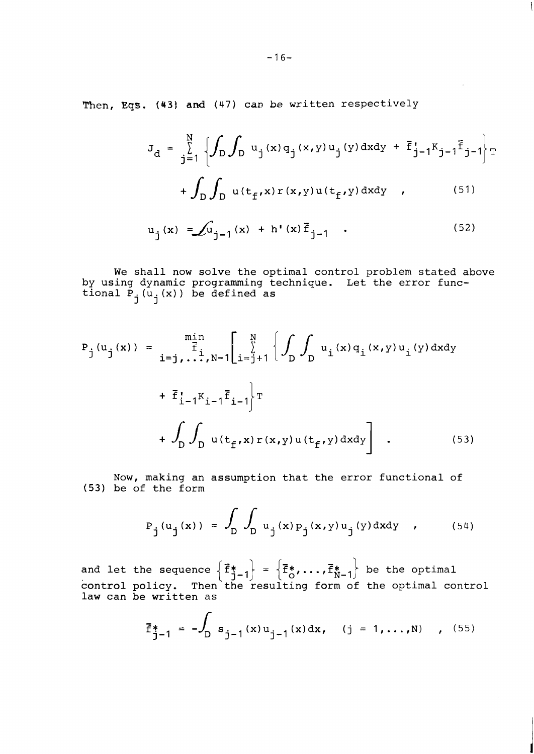Then, Eqs. (43) and (47) can be written respectively

$$J_d = \sum_{j=1}^{N} \left\{ \int_D \int_D u_j(x) q_j(x,y) u_j(y) dxdy + \bar{f}'_{j-1} K_{j-1} \bar{f}_{j-1} \right\} T + \int_D \int_D u(t_f,x) r(x,y) u(t_f,y) dxdy \quad , \tag{51}$$

$$u_j(x) = \mathcal{L} u_{j-1}(x) + h'(x) \bar{f}_{j-1} \quad . \tag{52}$$

We shall now solve the optimal control problem stated above by using dynamic programming technique. Let the error functional $P_j(u_j(x))$ be defined as

$$P_j(u_j(x)) = \min_{\substack{\bar{f}_i \\ i=j,\ldots,N-1}} \left[ \sum_{i=j+1}^{N} \left\{ \int_D \int_D u_i(x) q_i(x,y) u_i(y) dxdy + \bar{f}'_{i-1} K_{i-1} \bar{f}_{i-1} \right\} T + \int_D \int_D u(t_f,x) r(x,y) u(t_f,y) dxdy \right] \quad . \tag{53}$$

Now, making an assumption that the error functional of (53) be of the form

$$P_j(u_j(x)) = \int_D \int_D u_j(x) p_j(x,y) u_j(y) dxdy \quad , \tag{54}$$

and let the sequence $\left\{ \bar{f}^*_{j-1} \right\} = \left\{ \bar{f}^*_0, \ldots, \bar{f}^*_{N-1} \right\}$ be the optimal control policy. Then the resulting form of the optimal control law can be written as

$$\bar{f}^*_{j-1} = -\int_D s_{j-1}(x) u_{j-1}(x) dx, \quad (j = 1,\ldots,N) \quad , \tag{55}$$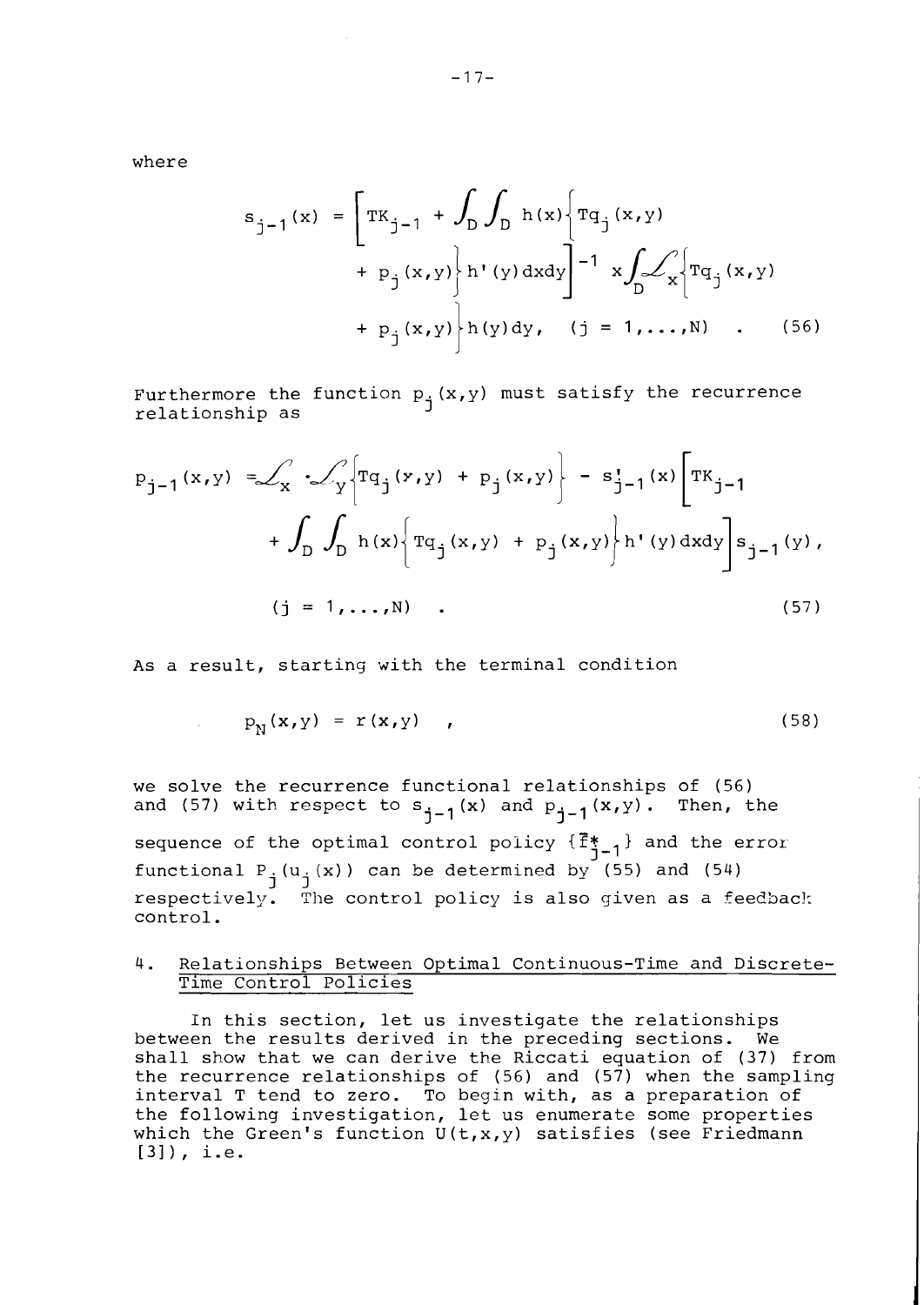where

$$s_{j-1}(x) = \left[ TK_{j-1} + \int_D \int_D h(x) \left\{ Tq_j(x,y) + p_j(x,y) \right\} h'(y)\,dxdy \right]^{-1} \times \int_D \mathscr{L}_x \left\{ Tq_j(x,y) + p_j(x,y) \right\} h(y)\,dy, \quad (j = 1,\ldots,N) \quad . \tag{56}$$

Furthermore the function $p_j(x,y)$ must satisfy the recurrence relationship as

$$p_{j-1}(x,y) = \mathscr{L}_x \cdot \mathscr{L}_y \left\{ Tq_j(x,y) + p_j(x,y) \right\} - s'_{j-1}(x) \left[ TK_{j-1} + \int_D \int_D h(x) \left\{ Tq_j(x,y) + p_j(x,y) \right\} h'(y)\,dxdy \right] s_{j-1}(y),$$
$$(j = 1,\ldots,N) \quad . \tag{57}$$

As a result, starting with the terminal condition

$$p_N(x,y) = r(x,y) \quad , \tag{58}$$

we solve the recurrence functional relationships of (56) and (57) with respect to $s_{j-1}(x)$ and $p_{j-1}(x,y)$. Then, the sequence of the optimal control policy $\{\bar{f}^*_{j-1}\}$ and the error functional $P_j(u_j(x))$ can be determined by (55) and (54) respectively. The control policy is also given as a feedback control.

## 4. Relationships Between Optimal Continuous-Time and Discrete-Time Control Policies

In this section, let us investigate the relationships between the results derived in the preceding sections. We shall show that we can derive the Riccati equation of (37) from the recurrence relationships of (56) and (57) when the sampling interval T tend to zero. To begin with, as a preparation of the following investigation, let us enumerate some properties which the Green's function $U(t,x,y)$ satisfies (see Friedmann [3]), i.e.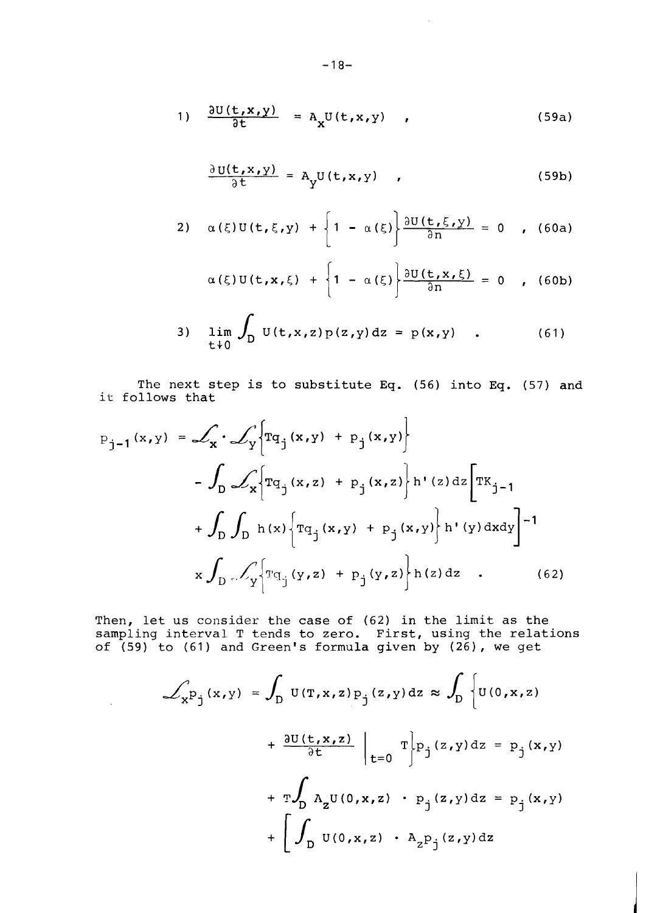$$1)\quad \frac{\partial U(t,x,y)}{\partial t} = A_x U(t,x,y) \quad , \tag{59a}$$

$$\frac{\partial U(t,x,y)}{\partial t} = A_y U(t,x,y) \quad , \tag{59b}$$

$$2)\quad \alpha(\xi)U(t,\xi,y) + \left\{1 - \alpha(\xi)\right\}\frac{\partial U(t,\xi,y)}{\partial n} = 0 \quad , \tag{60a}$$

$$\alpha(\xi)U(t,x,\xi) + \left\{1 - \alpha(\xi)\right\}\frac{\partial U(t,x,\xi)}{\partial n} = 0 \quad , \tag{60b}$$

$$3)\quad \lim_{t\downarrow 0}\int_D U(t,x,z)p(z,y)dz = p(x,y) \quad . \tag{61}$$

The next step is to substitute Eq. (56) into Eq. (57) and it follows that

$$\begin{aligned}
p_{j-1}(x,y) = {} & \mathcal{L}_x \cdot \mathcal{L}_y\left\{Tq_j(x,y) + p_j(x,y)\right\} \\
& - \int_D \mathcal{L}_x\left\{Tq_j(x,z) + p_j(x,z)\right\}h'(z)dz\left[TK_{j-1}\right. \\
& \left. + \int_D\int_D h(x)\left\{Tq_j(x,y) + p_j(x,y)\right\}h'(y)dxdy\right]^{-1} \\
& \times \int_D \mathcal{L}_y\left\{Tq_j(y,z) + p_j(y,z)\right\}h(z)dz \quad .
\end{aligned} \tag{62}$$

Then, let us consider the case of (62) in the limit as the sampling interval T tends to zero. First, using the relations of (59) to (61) and Green's formula given by (26), we get

$$\begin{aligned}
\mathcal{L}_x p_j(x,y) = {} & \int_D U(T,x,z)p_j(z,y)dz \approx \int_D \left\{U(0,x,z) + \left.\frac{\partial U(t,x,z)}{\partial t}\right|_{t=0} T\right\}p_j(z,y)dz = p_j(x,y) \\
& + T\int_D A_z U(0,x,z) \cdot p_j(z,y)dz = p_j(x,y) \\
& + \left[\int_D U(0,x,z) \cdot A_z p_j(z,y)dz\right.
\end{aligned}$$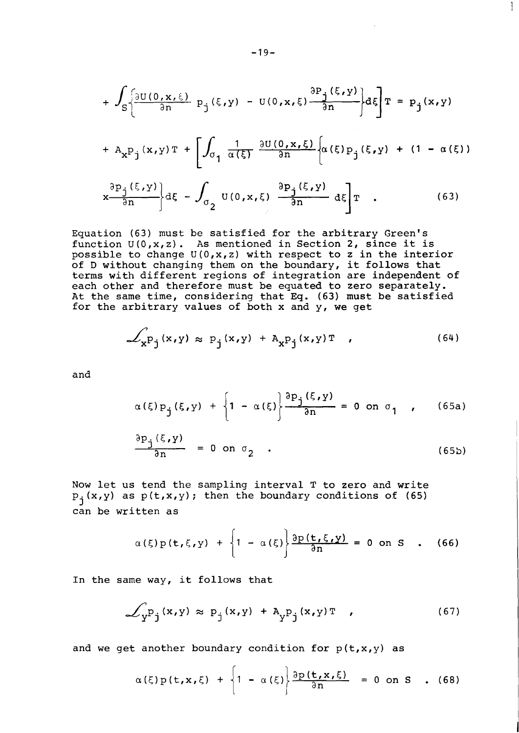$$+ \int_S \left\{ \frac{\partial U(0,x,\xi)}{\partial n} p_j(\xi,y) - U(0,x,\xi) \frac{\partial P_j(\xi,y)}{\partial n} \right\} d\xi \Big] T = p_j(x,y)$$

$$+ A_x p_j(x,y) T + \left[ \int_{\sigma_1} \frac{1}{\alpha(\xi)} \frac{\partial U(0,x,\xi)}{\partial n} \left\{ \alpha(\xi) p_j(\xi,y) + (1 - \alpha(\xi)) \right. \right.$$

$$\left. \left. \times \frac{\partial p_j(\xi,y)}{\partial n} \right\} d\xi - \int_{\sigma_2} U(0,x,\xi) \frac{\partial p_j(\xi,y)}{\partial n} d\xi \right] T \quad . \tag{63}$$

Equation (63) must be satisfied for the arbitrary Green's function $U(0,x,z)$. As mentioned in Section 2, since it is possible to change $U(0,x,z)$ with respect to $z$ in the interior of D without changing them on the boundary, it follows that terms with different regions of integration are independent of each other and therefore must be equated to zero separately. At the same time, considering that Eq. (63) must be satisfied for the arbitrary values of both x and y, we get

$$\mathcal{L}_x p_j(x,y) \approx p_j(x,y) + A_x p_j(x,y) T \quad , \tag{64}$$

and

$$\alpha(\xi) p_j(\xi,y) + \left\{ 1 - \alpha(\xi) \right\} \frac{\partial p_j(\xi,y)}{\partial n} = 0 \text{ on } \sigma_1 \quad , \tag{65a}$$

$$\frac{\partial p_j(\xi,y)}{\partial n} = 0 \text{ on } \sigma_2 \quad . \tag{65b}$$

Now let us tend the sampling interval T to zero and write $p_j(x,y)$ as $p(t,x,y)$; then the boundary conditions of (65) can be written as

$$\alpha(\xi) p(t,\xi,y) + \left\{ 1 - \alpha(\xi) \right\} \frac{\partial p(t,\xi,y)}{\partial n} = 0 \text{ on } S \quad . \tag{66}$$

In the same way, it follows that

$$\mathcal{L}_y p_j(x,y) \approx p_j(x,y) + A_y p_j(x,y) T \quad , \tag{67}$$

and we get another boundary condition for $p(t,x,y)$ as

$$\alpha(\xi) p(t,x,\xi) + \left\{ 1 - \alpha(\xi) \right\} \frac{\partial p(t,x,\xi)}{\partial n} = 0 \text{ on } S \quad . \tag{68}$$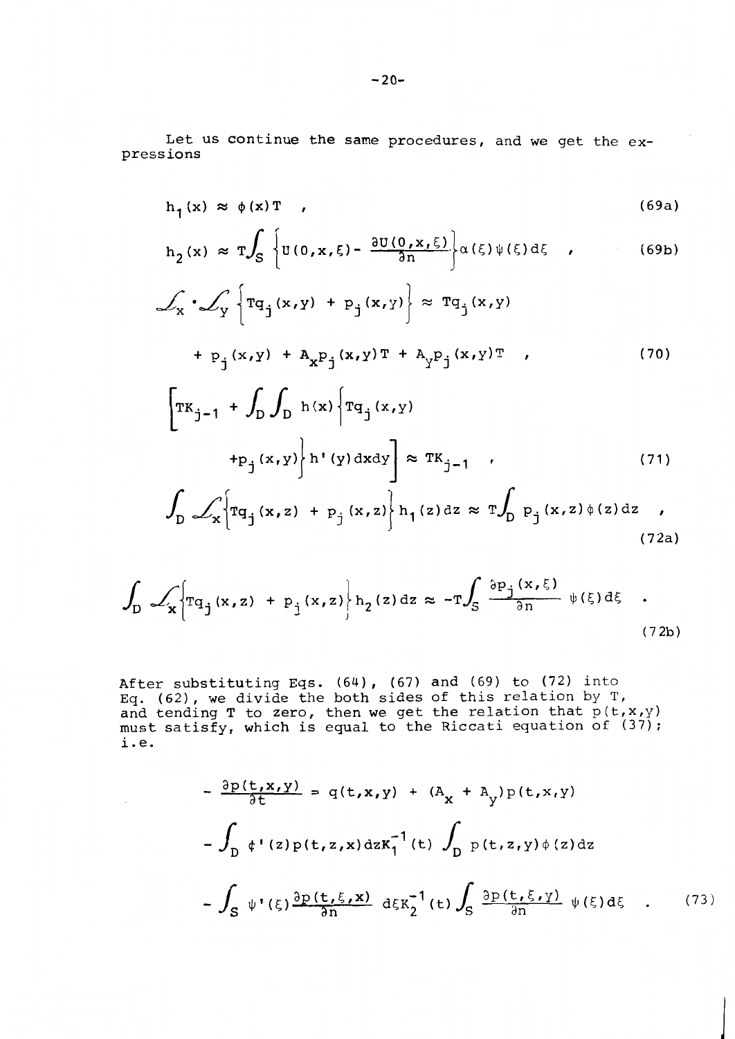Let us continue the same procedures, and we get the expressions

$$h_1(x) \approx \phi(x)T \quad , \tag{69a}$$

$$h_2(x) \approx T\int_S \left\{U(0,x,\xi) - \frac{\partial U(0,x,\xi)}{\partial n}\right\}\alpha(\xi)\psi(\xi)d\xi \quad , \tag{69b}$$

$$\mathcal{L}_x \cdot \mathcal{L}_y \left\{Tq_j(x,y) + p_j(x,y)\right\} \approx Tq_j(x,y)$$
$$+ p_j(x,y) + A_x p_j(x,y)T + A_y p_j(x,y)T \quad , \tag{70}$$

$$\left[TK_{j-1} + \int_D \int_D h(x)\left\{Tq_j(x,y)\right.\right.$$
$$\left.\left. + p_j(x,y)\right\}h'(y)dxdy\right] \approx TK_{j-1} \quad , \tag{71}$$

$$\int_D \mathcal{L}_x\left\{Tq_j(x,z) + p_j(x,z)\right\}h_1(z)dz \approx T\int_D p_j(x,z)\phi(z)dz \quad , \tag{72a}$$

$$\int_D \mathcal{L}_x\left\{Tq_j(x,z) + p_j(x,z)\right\}h_2(z)dz \approx -T\int_S \frac{\partial p_j(x,\xi)}{\partial n}\psi(\xi)d\xi \quad . \tag{72b}$$

After substituting Eqs. (64), (67) and (69) to (72) into Eq. (62), we divide the both sides of this relation by T, and tending T to zero, then we get the relation that $p(t,x,y)$ must satisfy, which is equal to the Riccati equation of (37); i.e.

$$-\frac{\partial p(t,x,y)}{\partial t} = q(t,x,y) + (A_x + A_y)p(t,x,y)$$
$$-\int_D \phi'(z)p(t,z,x)dzK_1^{-1}(t)\int_D p(t,z,y)\phi(z)dz$$
$$-\int_S \psi'(\xi)\frac{\partial p(t,\xi,x)}{\partial n}d\xi K_2^{-1}(t)\int_S \frac{\partial p(t,\xi,y)}{\partial n}\psi(\xi)d\xi \quad . \tag{73}$$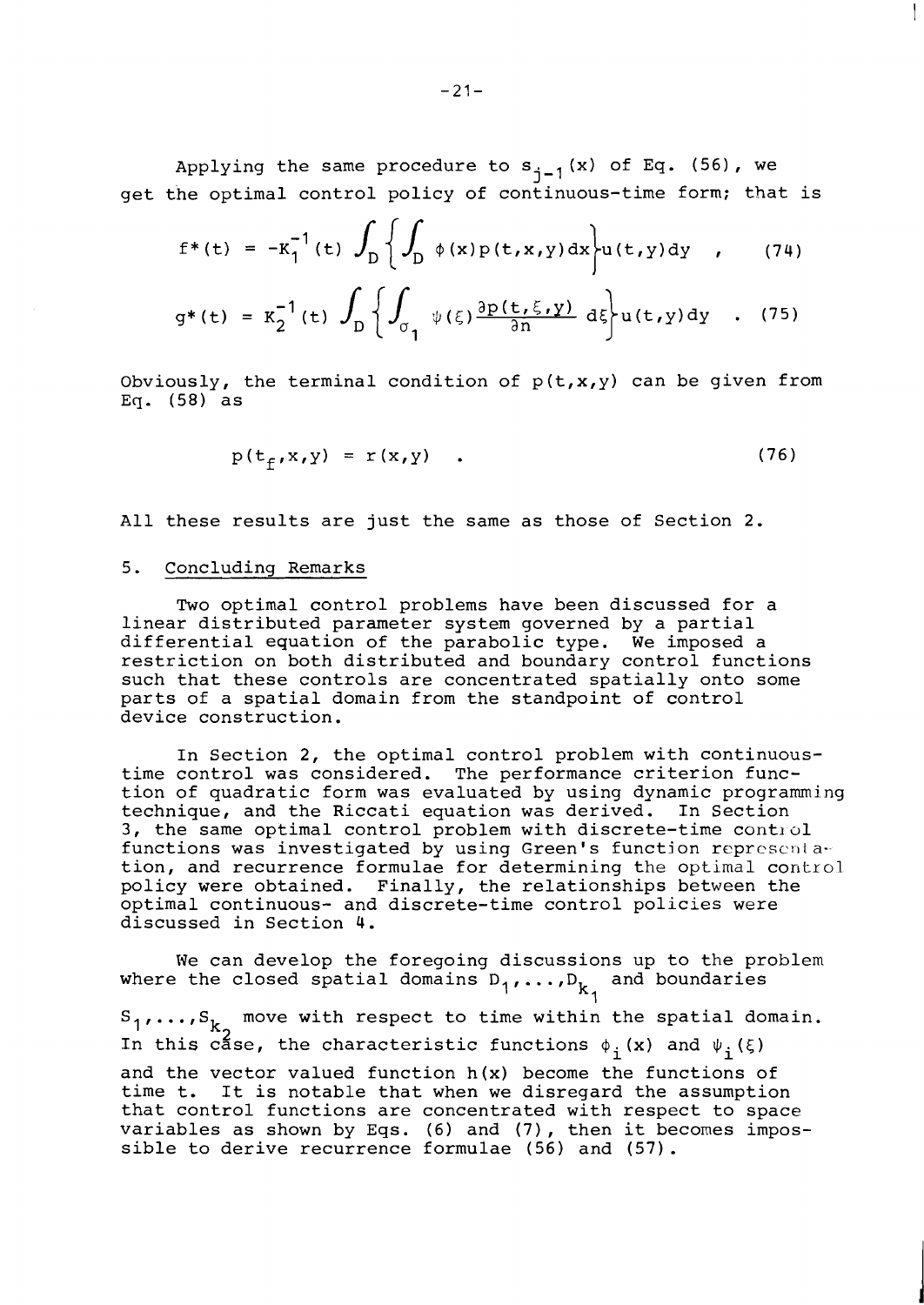Applying the same procedure to $s_{j-1}(x)$ of Eq. (56), we get the optimal control policy of continuous-time form; that is

$$f^*(t) = -K_1^{-1}(t) \int_D \left\{ \int_D \phi(x) p(t,x,y) dx \right\} u(t,y) dy \quad , \qquad (74)$$

$$g^*(t) = K_2^{-1}(t) \int_D \left\{ \int_{\sigma_1} \psi(\xi) \frac{\partial p(t,\xi,y)}{\partial n} d\xi \right\} u(t,y) dy \quad . \qquad (75)$$

Obviously, the terminal condition of $p(t,x,y)$ can be given from Eq. (58) as

$$p(t_f,x,y) = r(x,y) \quad . \qquad (76)$$

All these results are just the same as those of Section 2.

## 5. Concluding Remarks

Two optimal control problems have been discussed for a linear distributed parameter system governed by a partial differential equation of the parabolic type. We imposed a restriction on both distributed and boundary control functions such that these controls are concentrated spatially onto some parts of a spatial domain from the standpoint of control device construction.

In Section 2, the optimal control problem with continuous-time control was considered. The performance criterion function of quadratic form was evaluated by using dynamic programming technique, and the Riccati equation was derived. In Section 3, the same optimal control problem with discrete-time control functions was investigated by using Green's function representation, and recurrence formulae for determining the optimal control policy were obtained. Finally, the relationships between the optimal continuous- and discrete-time control policies were discussed in Section 4.

We can develop the foregoing discussions up to the problem where the closed spatial domains $D_1,\ldots,D_{k_1}$ and boundaries $S_1,\ldots,S_{k_2}$ move with respect to time within the spatial domain. In this case, the characteristic functions $\phi_i(x)$ and $\psi_i(\xi)$ and the vector valued function $h(x)$ become the functions of time t. It is notable that when we disregard the assumption that control functions are concentrated with respect to space variables as shown by Eqs. (6) and (7), then it becomes impossible to derive recurrence formulae (56) and (57).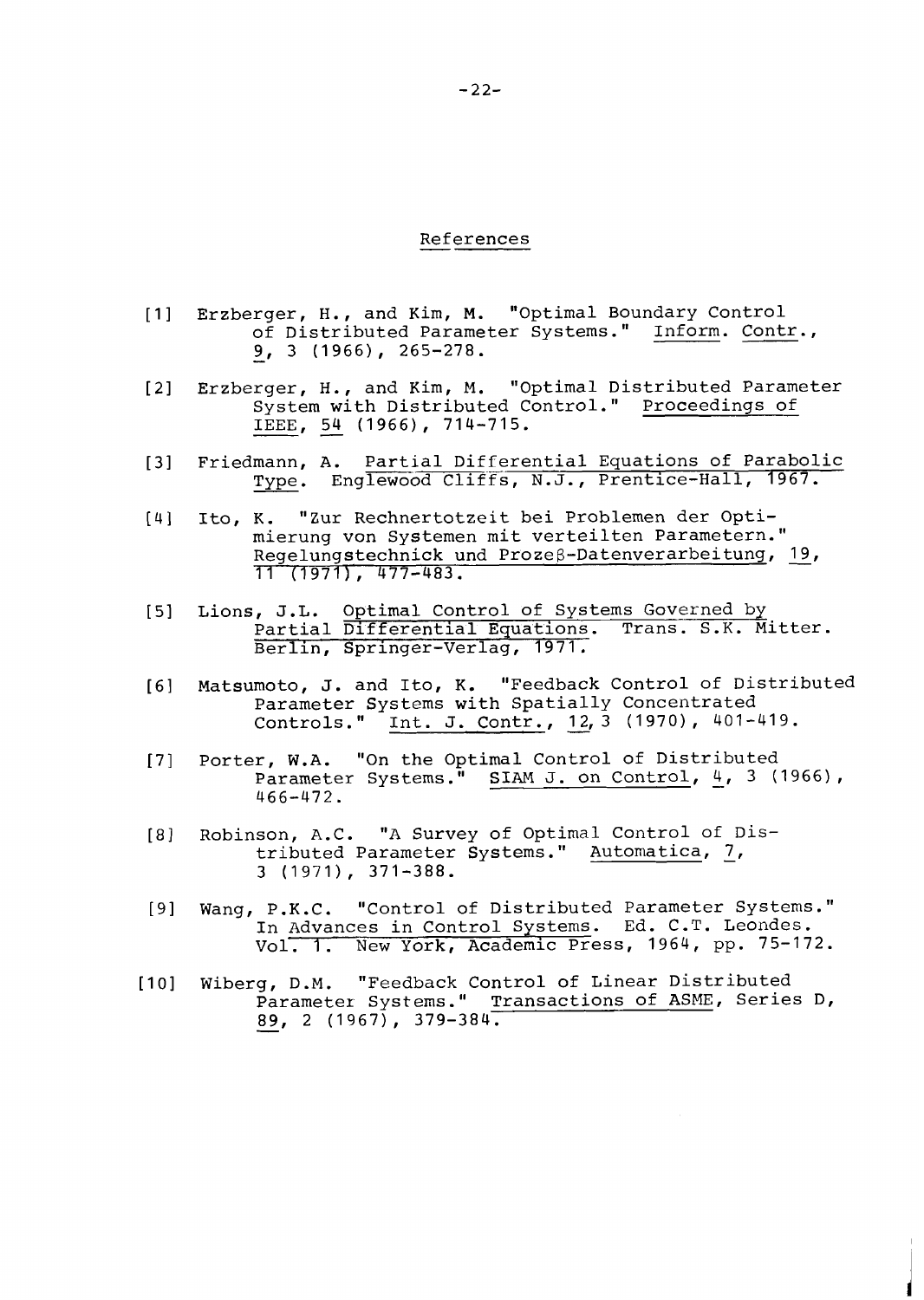## References

[1] Erzberger, H., and Kim, M. "Optimal Boundary Control of Distributed Parameter Systems." Inform. Contr., 9, 3 (1966), 265-278.

[2] Erzberger, H., and Kim, M. "Optimal Distributed Parameter System with Distributed Control." Proceedings of IEEE, 54 (1966), 714-715.

[3] Friedmann, A. Partial Differential Equations of Parabolic Type. Englewood Cliffs, N.J., Prentice-Hall, 1967.

[4] Ito, K. "Zur Rechnertotzeit bei Problemen der Optimierung von Systemen mit verteilten Parametern." Regelungstechnick und Prozeß-Datenverarbeitung, 19, 11 (1971), 477-483.

[5] Lions, J.L. Optimal Control of Systems Governed by Partial Differential Equations. Trans. S.K. Mitter. Berlin, Springer-Verlag, 1971.

[6] Matsumoto, J. and Ito, K. "Feedback Control of Distributed Parameter Systems with Spatially Concentrated Controls." Int. J. Contr., 12, 3 (1970), 401-419.

[7] Porter, W.A. "On the Optimal Control of Distributed Parameter Systems." SIAM J. on Control, 4, 3 (1966), 466-472.

[8] Robinson, A.C. "A Survey of Optimal Control of Distributed Parameter Systems." Automatica, 7, 3 (1971), 371-388.

[9] Wang, P.K.C. "Control of Distributed Parameter Systems." In Advances in Control Systems. Ed. C.T. Leondes. Vol. 1. New York, Academic Press, 1964, pp. 75-172.

[10] Wiberg, D.M. "Feedback Control of Linear Distributed Parameter Systems." Transactions of ASME, Series D, 89, 2 (1967), 379-384.